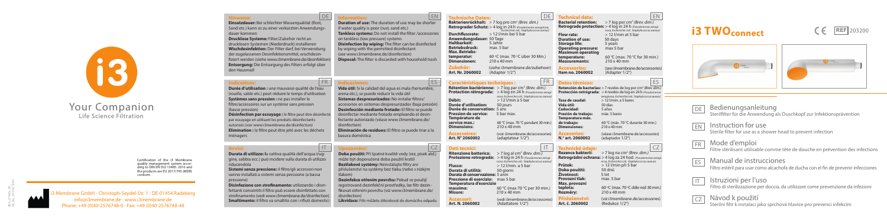## Hinweise: DE

**Einsatzdauer:** Bei schlechter Wasserqualität (Rost, Sand etc.) kann es zu einer verkürzten Anwendungsdauer kommen

**Drucklose Systeme:** Filter/Zubehör nicht an drucklosen Systemen (Niederdruck) installieren

**Wischdesinfektion:** Der Filter darf, bei Verwendung der zugelassenen Desinfektionsmittel, wischdesinfiziert werden (siehe www.i3membrane.de/desinfektion)

**Entsorgung:** Die Entsorgung des Filters erfolgt über den Hausmüll

## Information: EN

**Duration of use:** The duration of use may be shorter if water quality is poor (rust, sand etc.)

**Tankless systems:** Do not install the filter /accessories on tankless (low pressure) systems

**Disinfection by wiping:** The filter can be disinfected by wiping with the permitted disinfectant (see www.i3membrane.de/disinfection)

**Disposal:** The filter is discarded with household trash

## Technische Daten: DE

| | |
|---|---|
| **Bakterienrückhalt:** | > 7 log pro cm² *(Brev. dim.)* |
| **Retrograder Schutz:** | > 4 log in 24 h *(Pseudomonas aeruginosa, Escherichia coli, Staphylococcus aureus)* |
| **Durchflussrate:** | > 12 l/min bei 5 bar |
| **Anwendungsdauer:** | 50 Tage |
| **Haltbarkeit:** | 5 Jahre |
| **Betriebsdruck:** | max. 5 bar |
| **Max. Betriebstemperatur:** | 60 °C (max. 70 °C über 30 Min.) |
| **Dimensionen:** | 210 x 40 mm |
| **Zubehör:** | (siehe i3membrane.de/zubehoer) |
| **Art. Nr. 2060002** | (Adapter 1/2") |

## Technical data: EN

| | |
|---|---|
| **Bacterial retention:** | > 7 log per cm² *(Brev. dim.)* |
| **Retrograde protection:** | > 4 log in 24 h *(Pseudomonas aeruginosa, Escherichia coli, Staphylococcus aureus)* |
| **Flow rate:** | > 12 l/min at 5 bar |
| **Duration of use:** | 50 days |
| **Storage life:** | 5 years |
| **Operating pressure:** | max 5 bar |
| **Maximum operating temperature:** | 60 °C (max. 70 °C for 30 min.) |
| **Measurements:** | 210 x 40 mm |
| **Accessories:** | (see i3membrane.de/accessories) |
| **Item no. 2060002** | (Adapter 1/2") |

# i3 TWO connect

CE REF 203200

# i3

Your Companion

Life Science Filtration

## Indications: FR

**Durée d'utilisation :** une mauvaise qualité de l'eau (rouille, sable etc.) peut réduire le temps d'utilisation

**Systèmes sans pression :** ne pas installer le filtre/accessoires sur un système sans pression (basse pression)

**Désinfection par essuyage :** le filtre peut être désinfecté par essuyage en utilisant les produits désinfectants autorisés (voir www.i3membrane.de/disinfection)

**Elimination :** le filtre peut être jeté avec les déchets ménagers

## Indicaciones: ES

**Vida útil:** Si la calidad del agua es mala (herrumbre, arena etc.), se puede reducir la vida útil

**Sistemas despresurizados:** No instalar filtros/accesorios en sistemas despresurizados (baja presión)

**Desinfección mediante frotado:** El filtro se puede desinfectar mediante frotado empleando el desinfectante autorizado (véase www.i3membrane.de/disinfection)

**Eliminación de residuos:** El filtro se puede tirar a la basura doméstica

## Caractéristiques techniques : FR

| | |
|---|---|
| **Rétention bactérienne:** | > 7 log par cm² *(Brev. dim.)* |
| **Protection rétrograde:** | > 4 log en 24 h *(Pseudomonas aeruginosa, Escherichia coli, Staphylococcus aureus)* |
| **Débit:** | > 12 l/min à 5 bar |
| **Durée d'utilisation:** | 50 jours |
| **Durée de conservation:** | 5 ans |
| **Pression de service:** | 5 bar max. |
| **Température de service max.:** | 60 °C (max. 70 °C pendant 30 min.) |
| **Dimensions:** | 210 x 40 mm |
| **Accessoires:** | (voir i3membrane.de/accessories) |
| **Art. N° 2060002** | (adaptateur 1/2") |

## Datos técnicos: ES

| | |
|---|---|
| **Retención de bacterias:** | > 7 niveles de log por cm² *(Brev. dim.)* |
| **Protección retrógrada:** | > 4 niveles de log en 24 h *(Pseudomonas aeruginosa, Escherichia coli, Staphylococcus aureus)* |
| **Tasa de caudal:** | > 12 l/min. a 5 bares |
| **Vida útil:** | 50 días |
| **Caducidad:** | 5 años |
| **Presión de trabajo:** | máx. 5 bares |
| **Temperatura máx. de trabajo:** | 60 °C (máx. 70 °C durante 30 min.) |
| **Dimensiones:** | 210 x 40 mm |
| **Accesorios:** | (véase i3membrane.de/accessories) |
| **N.° art. 2060002** | (adaptador 1/2") |

DE **Bedienungsanleitung**
Sterilfilter für die Anwendung als Duschkopf zur Infektionsprävention

EN **Instruction for use**
Sterile filter for use as a shower head to prevent infection

FR **Mode d'emploi**
Filtre stérilisant utilisable comme tête de douche en prévention des infections

ES **Manual de instrucciones**
Filtro estéril para usar como alcachofa de ducha con el fin de prevenir infecciones

IT **Istruzioni per l'uso**
Filtro di sterilizzazione per doccia, da utilizzare come prevenzione da infezioni

CZ **Návod k použití**
Sterilní filtr k instalaci jako sprchová hlavice pro prevenci infekcím

## Avvisi: IT

**Durata di utilizzo:** la cattiva qualità dell'acqua (ruggine, sabbia ecc.) può incidere sulla durata di utilizzo riducendola

**Sistemi senza pressione:** il filtro/gli accessori non vanno installati a sistemi senza pressione (a bassa pressione)

**Disinfezione con strofinamento:** utilizzando i disinfettanti consentiti il filtro può essere disinfettato con strofinamento (vedi www.i3membrane.de/disinfection)

**Smaltimento:** il filtro va smaltito con i rifiuti domestici

## Upozornění: CZ

**Doba použití:** Při špatné kvalitě vody (rez, písek atd.) může být doporučená doba použití kratší

**Beztlakové systémy:** Neinstalujte filtry ani příslušenství na systémy bez tlaku (nebo s nízkým tlakem)

**Dezinfekce otřením povrchu:** Pokud se použijí registrované dezinfekční prostředky, lze filtr dezinfikovat otřením povrchu (viz www.i3membrane.de/disinfection)

**Likvidace:** Filtr můžete zlikvidovat do domácího odpadu

## Dati tecnici: IT

| | |
|---|---|
| **Ritenzione batterica:** | > 7 log al cm² *(Brev. dim.)* |
| **Protezione retrograda:** | > 4 log in 24 h *(Pseudomonas aeruginosa, Escherichia coli, Staphylococcus aureus)* |
| **Flusso:** | > 12 l/min. a 5 bar |
| **Durata di utilità:** | 50 giorni |
| **Durata di conservazione:** | 5 anni |
| **Pressione di esercizio:** | max 5 bar |
| **Temperatura d'esercizio massima:** | 60 °C (max 70 °C per 30 min.) |
| **Misure:** | 210 x 40 mm |
| **Accessori:** | (vedi i3membrane.de/accessories) |
| **Art. N. 2060002** | (Adattatore 1/2") |

## Technické údaje: CZ

| | |
|---|---|
| **Rezence bakterií:** | > 7 log na cm² *(Brev. dim.)* |
| **Retrográdní ochrana:** | > 4 log za 24 hod. *(Pseudomonas aeruginosa, Escherichia coli, Staphylococcus aureus)* |
| **Průtok:** | > 12 l/min při 5 bar |
| **Doba použití:** | 50 dnů |
| **Životnost:** | 5 let |
| **Provozní tlak:** | max. 5 bar |
| **Max. provozní teplota:** | 60 °C (max. 70 °C déle než 30 min.) |
| **Rozměry:** | 210 x 40 mm |
| **Příslušenství:** | (viz i3membrane.de/accessories) |
| **Art. č. 2060002** | (Redukce 1/2") |

Certification of the i3 Membrane quality management system according to DIN EN ISO 13485: 2016 and the products are EU 2017/745 (MDR) conform

i3 Membrane GmbH - Christoph-Seydel-Str. 1 - DE-01454 Radeberg
info@i3membrane.de - www.i3membrane.de
Phone: +49 (0)40-2576748-0 - Fax: +49 (0)40-2576748-48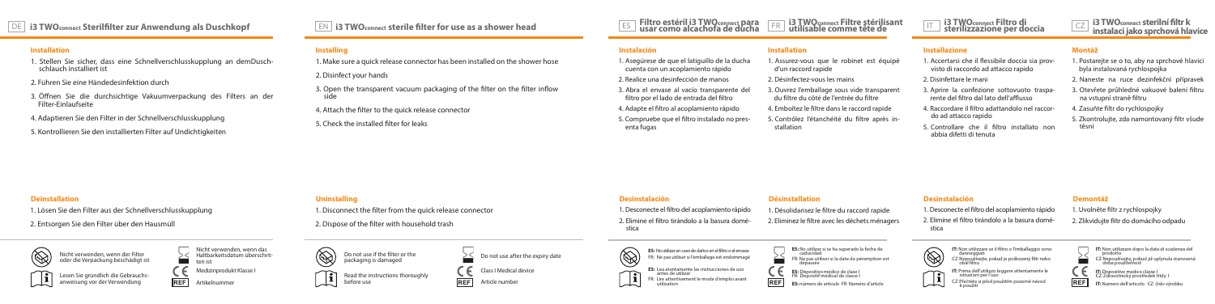## DE i3 TWOconnect Sterilfilter zur Anwendung als Duschkopf

### Installation

1. Stellen Sie sicher, dass eine Schnellverschlusskupplung an demDuschschlauch installiert ist
2. Führen Sie eine Händedesinfektion durch
3. Öffnen Sie die durchsichtige Vakuumverpackung des Filters an der Filter-Einlaufseite
4. Adaptieren Sie den Filter in der Schnellverschlusskupplung
5. Kontrollieren Sie den installierten Filter auf Undichtigkeiten

### Deinstallation

1. Lösen Sie den Filter aus der Schnellverschlusskupplung
2. Entsorgen Sie den Filter über den Hausmüll

Nicht verwenden, wenn der Filter oder die Verpackung beschädigt ist

Lesen Sie gründlich die Gebrauchsanweisung vor der Verwendung

Nicht verwenden, wenn das Haltbarkeitsdatum überschritten ist

Medizinprodukt Klasse I

REF Artikelnummer

## EN i3 TWOconnect sterile filter for use as a shower head

### Installing

1. Make sure a quick release connector has been installed on the shower hose
2. Disinfect your hands
3. Open the transparent vacuum packaging of the filter on the filter inflow side
4. Attach the filter to the quick release connector
5. Check the installed filter for leaks

### Uninstalling

1. Disconnect the filter from the quick release connector
2. Dispose of the filter with household trash

Do not use if the filter or the packaging is damaged

Read the instructions thoroughly before use

Do not use after the expiry date

Class I Medical device

REF Article number

## ES Filtro estéril i3 TWOconnect para usar como alcachofa de ducha

### Instalación

1. Asegúrese de que el latiguillo de la ducha cuenta con un acoplamiento rápido
2. Realice una desinfección de manos
3. Abra el envase al vacío transparente del filtro por el lado de entrada del filtro
4. Adapte el filtro al acoplamiento rápido
5. Compruebe que el filtro instalado no presenta fugas

### Desinstalación

1. Desconecte el filtro del acoplamiento rápido
2. Elimine el filtro tirándolo a la basura doméstica

ES: No utilizar en caso de daños en el filtro o el envase
FR: Ne pas utiliser si l'emballage est endommagé

ES: Lea atentamente las instrucciones de uso antes de utilizar
FR: Lire attentivement le mode d'emploi avant utilisation

ES: No utilizar si se ha superado la fecha de caducidad
FR: Ne pas utiliser si la date de péremption est dépassée

ES: Dispositivo médico de clase I
FR: Dispositif médical de classe I

REF ES: número de artículo FR: Numéro d'article

## FR i3 TWOconnect Filtre stérilisant utilisable comme tête de

### Installation

1. Assurez-vous que le robinet est équipé d'un raccord rapide
2. Désinfectez-vous les mains
3. Ouvrez l'emballage sous vide transparent du filtre du côté de l'entrée du filtre
4. Emboîtez le filtre dans le raccord rapide
5. Contrôlez l'étanchéité du filtre après installation

### Désinstallation

1. Désolidarisez le filtre du raccord rapide
2. Eliminez le filtre avec les déchets ménagers

## IT i3 TWOconnect Filtro di sterilizzazione per doccia

### Installazione

1. Accertarsi che il flessibile doccia sia provvisto di raccordo ad attacco rapido
2. Disinfettare le mani
3. Aprire la confezione sottovuoto trasparente del filtro dal lato dell'afflusso
4. Raccordare il filtro adattandolo nel raccordo ad attacco rapido
5. Controllare che il filtro installato non abbia difetti di tenuta

### Desinstalación

1. Desconecte el filtro del acoplamiento rápido
2. Elimine el filtro tirándolo a la basura doméstica

IT: Non utilizzare se il filtro o l'imballaggio sono danneggiati
CZ: Nepoužívejte, pokud je poškozený filtr nebo obal filtru

IT: Prima dell'utilizzo leggere attentamente le istruzioni per l'uso
CZ: Pečlivě si před použitím pozorně návod k použití

IT: Non utilizzare dopo la data di scadenza del prodotto
CZ: Nepoužívejte, pokud již uplynula stanovená doba použitelnost

IT: Dispositivo medico classe I
CZ: Zdravotnický prostředek třídy I

REF IT: Numero dell'articolo CZ: číslo výrobku

## CZ i3 TWOconnect sterilní filtr k instalaci jako sprchová hlavice

### Montáž

1. Postarejte se o to, aby na sprchové hlavici byla instalována rychlospojka
2. Naneste na ruce dezinfekční přípravek
3. Otevřete průhledné vakuové balení filtru na vstupní straně filtru
4. Zasuňte filtr do rychlospojky
5. Zkontrolujte, zda namontovaný filtr všude těsní

### Demontáž

1. Uvolněte filtr z rychlospojky
2. Zlikvidujte filtr do domácího odpadu